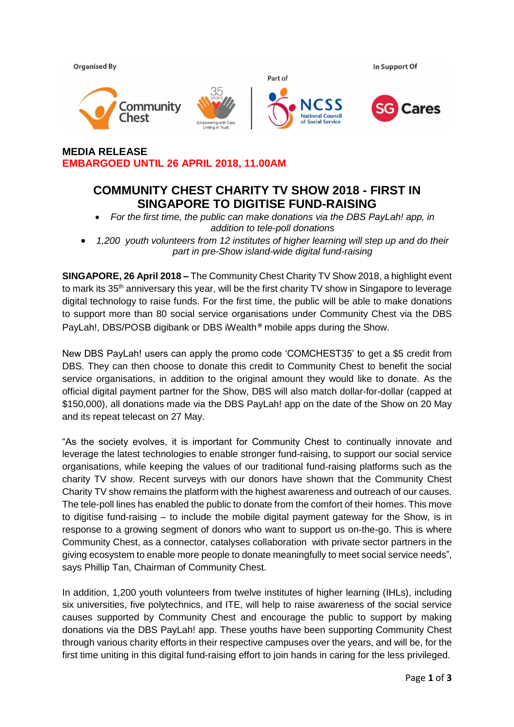Organised By

Part of

In Support Of

**MEDIA RELEASE**
**EMBARGOED UNTIL 26 APRIL 2018, 11.00AM**

# COMMUNITY CHEST CHARITY TV SHOW 2018 - FIRST IN SINGAPORE TO DIGITISE FUND-RAISING

- *For the first time, the public can make donations via the DBS PayLah! app, in addition to tele-poll donations*
- *1,200 youth volunteers from 12 institutes of higher learning will step up and do their part in pre-Show island-wide digital fund-raising*

**SINGAPORE, 26 April 2018 –** The Community Chest Charity TV Show 2018, a highlight event to mark its 35th anniversary this year, will be the first charity TV show in Singapore to leverage digital technology to raise funds. For the first time, the public will be able to make donations to support more than 80 social service organisations under Community Chest via the DBS PayLah!, DBS/POSB digibank or DBS iWealth® mobile apps during the Show.

New DBS PayLah! users can apply the promo code 'COMCHEST35' to get a $5 credit from DBS. They can then choose to donate this credit to Community Chest to benefit the social service organisations, in addition to the original amount they would like to donate. As the official digital payment partner for the Show, DBS will also match dollar-for-dollar (capped at $150,000), all donations made via the DBS PayLah! app on the date of the Show on 20 May and its repeat telecast on 27 May.

"As the society evolves, it is important for Community Chest to continually innovate and leverage the latest technologies to enable stronger fund-raising, to support our social service organisations, while keeping the values of our traditional fund-raising platforms such as the charity TV show. Recent surveys with our donors have shown that the Community Chest Charity TV show remains the platform with the highest awareness and outreach of our causes. The tele-poll lines has enabled the public to donate from the comfort of their homes. This move to digitise fund-raising – to include the mobile digital payment gateway for the Show, is in response to a growing segment of donors who want to support us on-the-go. This is where Community Chest, as a connector, catalyses collaboration with private sector partners in the giving ecosystem to enable more people to donate meaningfully to meet social service needs", says Phillip Tan, Chairman of Community Chest.

In addition, 1,200 youth volunteers from twelve institutes of higher learning (IHLs), including six universities, five polytechnics, and ITE, will help to raise awareness of the social service causes supported by Community Chest and encourage the public to support by making donations via the DBS PayLah! app. These youths have been supporting Community Chest through various charity efforts in their respective campuses over the years, and will be, for the first time uniting in this digital fund-raising effort to join hands in caring for the less privileged.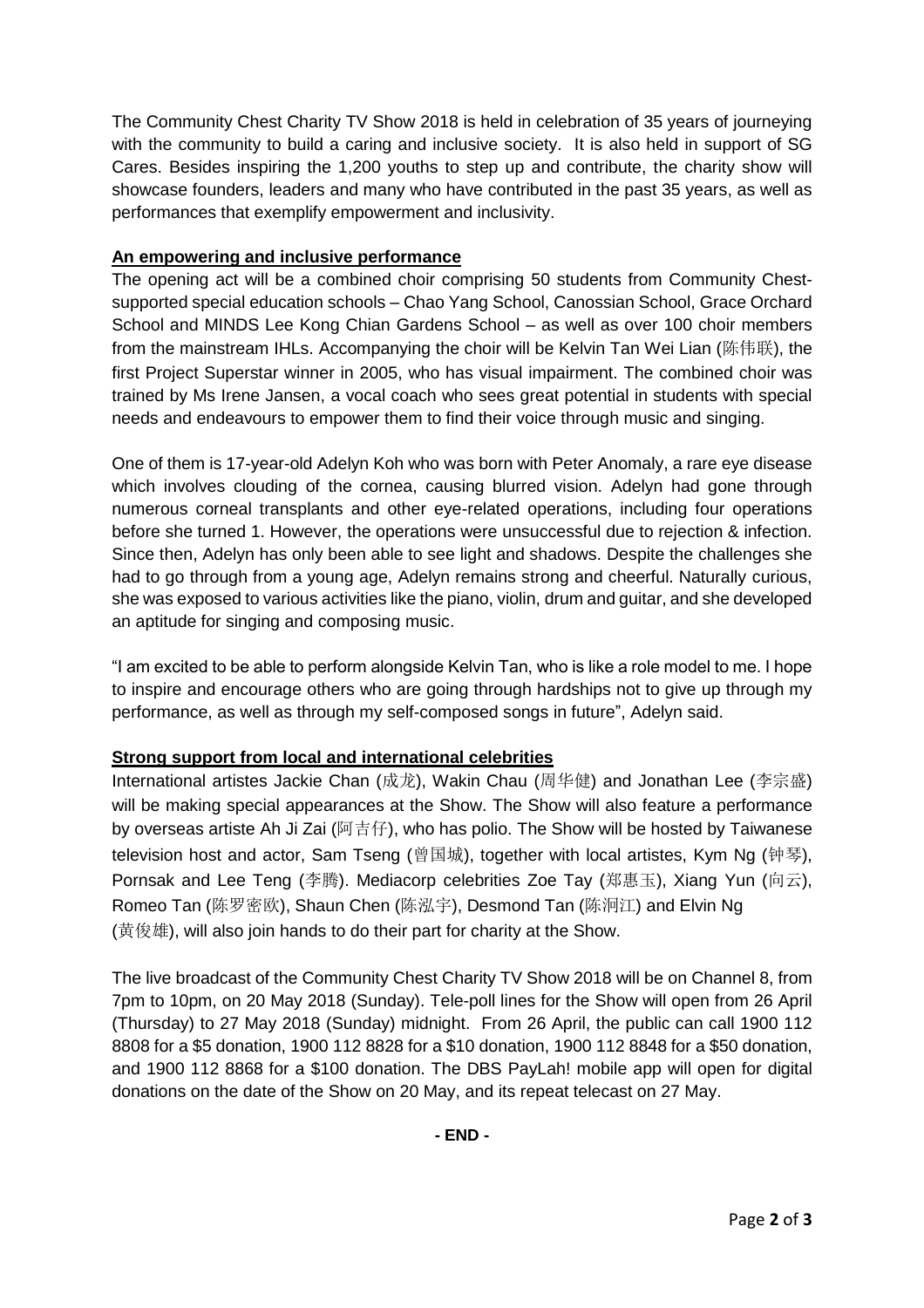The Community Chest Charity TV Show 2018 is held in celebration of 35 years of journeying with the community to build a caring and inclusive society. It is also held in support of SG Cares. Besides inspiring the 1,200 youths to step up and contribute, the charity show will showcase founders, leaders and many who have contributed in the past 35 years, as well as performances that exemplify empowerment and inclusivity.

**An empowering and inclusive performance**

The opening act will be a combined choir comprising 50 students from Community Chest-supported special education schools – Chao Yang School, Canossian School, Grace Orchard School and MINDS Lee Kong Chian Gardens School – as well as over 100 choir members from the mainstream IHLs. Accompanying the choir will be Kelvin Tan Wei Lian (陈伟联), the first Project Superstar winner in 2005, who has visual impairment. The combined choir was trained by Ms Irene Jansen, a vocal coach who sees great potential in students with special needs and endeavours to empower them to find their voice through music and singing.

One of them is 17-year-old Adelyn Koh who was born with Peter Anomaly, a rare eye disease which involves clouding of the cornea, causing blurred vision. Adelyn had gone through numerous corneal transplants and other eye-related operations, including four operations before she turned 1. However, the operations were unsuccessful due to rejection & infection. Since then, Adelyn has only been able to see light and shadows. Despite the challenges she had to go through from a young age, Adelyn remains strong and cheerful. Naturally curious, she was exposed to various activities like the piano, violin, drum and guitar, and she developed an aptitude for singing and composing music.

"I am excited to be able to perform alongside Kelvin Tan, who is like a role model to me. I hope to inspire and encourage others who are going through hardships not to give up through my performance, as well as through my self-composed songs in future", Adelyn said.

**Strong support from local and international celebrities**

International artistes Jackie Chan (成龙), Wakin Chau (周华健) and Jonathan Lee (李宗盛) will be making special appearances at the Show. The Show will also feature a performance by overseas artiste Ah Ji Zai (阿吉仔), who has polio. The Show will be hosted by Taiwanese television host and actor, Sam Tseng (曾国城), together with local artistes, Kym Ng (钟琴), Pornsak and Lee Teng (李腾). Mediacorp celebrities Zoe Tay (郑惠玉), Xiang Yun (向云), Romeo Tan (陈罗密欧), Shaun Chen (陈泓宇), Desmond Tan (陈泂江) and Elvin Ng (黄俊雄), will also join hands to do their part for charity at the Show.

The live broadcast of the Community Chest Charity TV Show 2018 will be on Channel 8, from 7pm to 10pm, on 20 May 2018 (Sunday). Tele-poll lines for the Show will open from 26 April (Thursday) to 27 May 2018 (Sunday) midnight. From 26 April, the public can call 1900 112 8808 for a $5 donation, 1900 112 8828 for a $10 donation, 1900 112 8848 for a $50 donation, and 1900 112 8868 for a $100 donation. The DBS PayLah! mobile app will open for digital donations on the date of the Show on 20 May, and its repeat telecast on 27 May.

**- END -**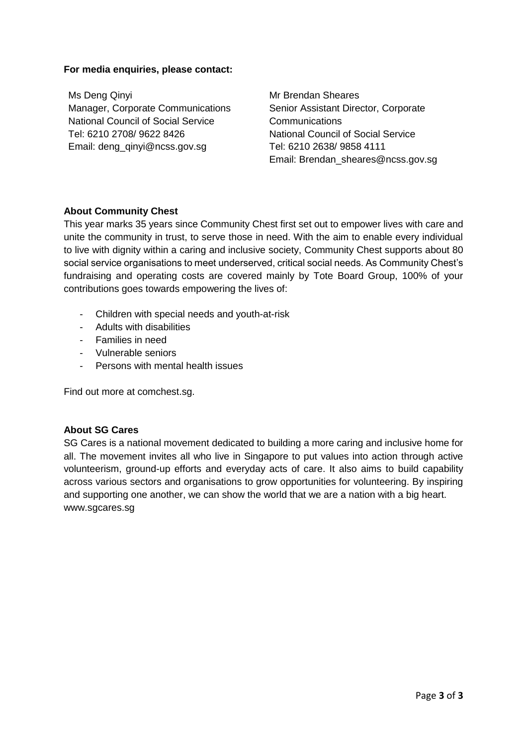**For media enquiries, please contact:**

Ms Deng Qinyi
Manager, Corporate Communications
National Council of Social Service
Tel: 6210 2708/ 9622 8426
Email: deng_qinyi@ncss.gov.sg

Mr Brendan Sheares
Senior Assistant Director, Corporate Communications
National Council of Social Service
Tel: 6210 2638/ 9858 4111
Email: Brendan_sheares@ncss.gov.sg

**About Community Chest**

This year marks 35 years since Community Chest first set out to empower lives with care and unite the community in trust, to serve those in need. With the aim to enable every individual to live with dignity within a caring and inclusive society, Community Chest supports about 80 social service organisations to meet underserved, critical social needs. As Community Chest's fundraising and operating costs are covered mainly by Tote Board Group, 100% of your contributions goes towards empowering the lives of:

- Children with special needs and youth-at-risk
- Adults with disabilities
- Families in need
- Vulnerable seniors
- Persons with mental health issues

Find out more at comchest.sg.

**About SG Cares**

SG Cares is a national movement dedicated to building a more caring and inclusive home for all. The movement invites all who live in Singapore to put values into action through active volunteerism, ground-up efforts and everyday acts of care. It also aims to build capability across various sectors and organisations to grow opportunities for volunteering. By inspiring and supporting one another, we can show the world that we are a nation with a big heart.
www.sgcares.sg